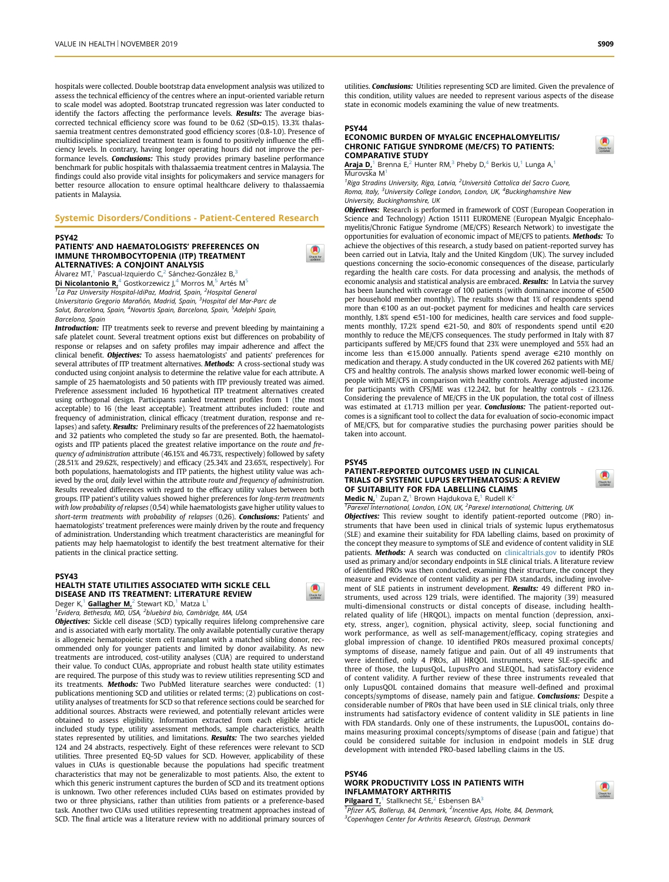hospitals were collected. Double bootstrap data envelopment analysis was utilized to assess the technical efficiency of the centres where an input-oriented variable return to scale model was adopted. Bootstrap truncated regression was later conducted to identify the factors affecting the performance levels. ***Results:*** The average bias-corrected technical efficiency score was found to be 0.62 (SD=0.15). 13.3% thalassaemia treatment centres demonstrated good efficiency scores (0.8-1.0). Presence of multidiscipline specialized treatment team is found to positively influence the efficiency levels. In contrary, having longer operating hours did not improve the performance levels. ***Conclusions:*** This study provides primary baseline performance benchmark for public hospitals with thalassaemia treatment centres in Malaysia. The findings could also provide vital insights for policymakers and service managers for better resource allocation to ensure optimal healthcare delivery to thalassaemia patients in Malaysia.

## Systemic Disorders/Conditions - Patient-Centered Research

### PSY42
### PATIENTS' AND HAEMATOLOGISTS' PREFERENCES ON IMMUNE THROMBOCYTOPENIA (ITP) TREATMENT ALTERNATIVES: A CONJOINT ANALYSIS

Álvarez MT,[1] Pascual-Izquierdo C,[2] Sánchez-González B,[3] **Di Nicolantonio R,**[4] Gostkorzewicz J,[4] Morros M,[5] Artés M[5]

[1]La Paz University Hospital-IdiPaz, Madrid, Spain, [2]Hospital General Universitario Gregorio Marañón, Madrid, Spain, [3]Hospital del Mar-Parc de Salut, Barcelona, Spain, [4]Novartis Spain, Barcelona, Spain, [5]Adelphi Spain, Barcelona, Spain

***Introduction:*** ITP treatments seek to reverse and prevent bleeding by maintaining a safe platelet count. Several treatment options exist but differences on probability of response or relapses and on safety profiles may impair adherence and affect the clinical benefit. ***Objectives:*** To assess haematologists' and patients' preferences for several attributes of ITP treatment alternatives. ***Methods:*** A cross-sectional study was conducted using conjoint analysis to determine the relative value for each attribute. A sample of 25 haematologists and 50 patients with ITP previously treated was aimed. Preference assessment included 16 hypothetical ITP treatment alternatives created using orthogonal design. Participants ranked treatment profiles from 1 (the most acceptable) to 16 (the least acceptable). Treatment attributes included: route and frequency of administration, clinical efficacy (treatment duration, response and relapses) and safety. ***Results:*** Preliminary results of the preferences of 22 haematologists and 32 patients who completed the study so far are presented. Both, the haematologists and ITP patients placed the greatest relative importance on the *route and frequency of administration* attribute (46.15% and 46.73%, respectively) followed by safety (28.51% and 29.62%, respectively) and efficacy (25.34% and 23.65%, respectively). For both populations, haematologists and ITP patients, the highest utility value was achieved by the *oral, daily* level within the attribute *route and frequency of administration*. Results revealed differences with regard to the efficacy utility values between both groups. ITP patient's utility values showed higher preferences for *long-term treatments with low probability of relapses* (0,54) while haematologists gave higher utility values to *short-term treatments with probability of relapses* (0,26). ***Conclusions:*** Patients' and haematologists' treatment preferences were mainly driven by the route and frequency of administration. Understanding which treatment characteristics are meaningful for patients may help haematologist to identify the best treatment alternative for their patients in the clinical practice setting.

### PSY43
### HEALTH STATE UTILITIES ASSOCIATED WITH SICKLE CELL DISEASE AND ITS TREATMENT: LITERATURE REVIEW

Deger K,[1] **Gallagher M,**[2] Stewart KD,[1] Matza L[1]

[1]Evidera, Bethesda, MD, USA, [2]bluebird bio, Cambridge, MA, USA

***Objectives:*** Sickle cell disease (SCD) typically requires lifelong comprehensive care and is associated with early mortality. The only available potentially curative therapy is allogeneic hematopoietic stem cell transplant with a matched sibling donor, recommended only for younger patients and limited by donor availability. As new treatments are introduced, cost-utility analyses (CUA) are required to understand their value. To conduct CUAs, appropriate and robust health state utility estimates are required. The purpose of this study was to review utilities representing SCD and its treatments. ***Methods:*** Two PubMed literature searches were conducted: (1) publications mentioning SCD and utilities or related terms; (2) publications on cost-utility analyses of treatments for SCD so that reference sections could be searched for additional sources. Abstracts were reviewed, and potentially relevant articles were obtained to assess eligibility. Information extracted from each eligible article included study type, utility assessment methods, sample characteristics, health states represented by utilities, and limitations. ***Results:*** The two searches yielded 124 and 24 abstracts, respectively. Eight of these references were relevant to SCD utilities. Three presented EQ-5D values for SCD. However, applicability of these values in CUAs is questionable because the populations had specific treatment characteristics that may not be generalizable to most patients. Also, the extent to which this generic instrument captures the burden of SCD and its treatment options is unknown. Two other references included CUAs based on estimates provided by two or three physicians, rather than utilities from patients or a preference-based task. Another two CUAs used utilities representing treatment approaches instead of SCD. The final article was a literature review with no additional primary sources of utilities. ***Conclusions:*** Utilities representing SCD are limited. Given the prevalence of this condition, utility values are needed to represent various aspects of the disease state in economic models examining the value of new treatments.

### PSY44
### ECONOMIC BURDEN OF MYALGIC ENCEPHALOMYELITIS/CHRONIC FATIGUE SYNDROME (ME/CFS) TO PATIENTS: COMPARATIVE STUDY

**Araja D,**[1] Brenna E,[2] Hunter RM,[3] Pheby D,[4] Berkis U,[1] Lunga A,[1] Murovska M[1]

[1]Riga Stradins University, Riga, Latvia, [2]Università Cattolica del Sacro Cuore, Roma, Italy, [3]University College London, London, UK, [4]Buckinghamshire New University, Buckinghamshire, UK

***Objectives:*** Research is performed in framework of COST (European Cooperation in Science and Technology) Action 15111 EUROMENE (European Myalgic Encephalomyelitis/Chronic Fatigue Syndrome (ME/CFS) Research Network) to investigate the opportunities for evaluation of economic impact of ME/CFS to patients. ***Methods:*** To achieve the objectives of this research, a study based on patient-reported survey has been carried out in Latvia, Italy and the United Kingdom (UK). The survey included questions concerning the socio-economic consequences of the disease, particularly regarding the health care costs. For data processing and analysis, the methods of economic analysis and statistical analysis are embraced. ***Results:*** In Latvia the survey has been launched with coverage of 100 patients (with dominance income of €500 per household member monthly). The results show that 1% of respondents spend more than €100 as an out-pocket payment for medicines and health care services monthly, 1.8% spend €51-100 for medicines, health care services and food supplements monthly, 17.2% spend €21-50, and 80% of respondents spend until €20 monthly to reduce the ME/CFS consequences. The study performed in Italy with 87 participants suffered by ME/CFS found that 23% were unemployed and 55% had an income less than €15.000 annually. Patients spend average €210 monthly on medication and therapy. A study conducted in the UK covered 262 patients with ME/CFS and healthy controls. The analysis shows marked lower economic well-being of people with ME/CFS in comparison with healthy controls. Average adjusted income for participants with CFS/ME was £12.242, but for healthy controls - £23.126. Considering the prevalence of ME/CFS in the UK population, the total cost of illness was estimated at £1.713 million per year. ***Conclusions:*** The patient-reported outcomes is a significant tool to collect the data for evaluation of socio-economic impact of ME/CFS, but for comparative studies the purchasing power parities should be taken into account.

### PSY45
### PATIENT-REPORTED OUTCOMES USED IN CLINICAL TRIALS OF SYSTEMIC LUPUS ERYTHEMATOSUS: A REVIEW OF SUITABILITY FOR FDA LABELLING CLAIMS

**Medic N,**[1] Zupan Z,[1] Brown Hajdukova E,[1] Rudell K[2]

[1]Parexel International, London, LON, UK, [2]Parexel International, Chittering, UK

***Objectives:*** This review sought to identify patient-reported outcome (PRO) instruments that have been used in clinical trials of systemic lupus erythematosus (SLE) and examine their suitability for FDA labelling claims, based on proximity of the concept they measure to symptoms of SLE and evidence of content validity in SLE patients. ***Methods:*** A search was conducted on clinicaltrials.gov to identify PROs used as primary and/or secondary endpoints in SLE clinical trials. A literature review of identified PROs was then conducted, examining their structure, the concept they measure and evidence of content validity as per FDA standards, including involvement of SLE patients in instrument development. ***Results:*** 49 different PRO instruments, used across 129 trials, were identified. The majority (39) measured multi-dimensional constructs or distal concepts of disease, including health-related quality of life (HRQOL), impacts on mental function (depression, anxiety, stress, anger), cognition, physical activity, sleep, social functioning and work performance, as well as self-management/efficacy, coping strategies and global impression of change. 10 identified PROs measured proximal concepts/symptoms of disease, namely fatigue and pain. Out of all 49 instruments that were identified, only 4 PROs, all HRQOL instruments, were SLE-specific and three of those, the LupusQoL, LupusPro and SLEQOL, had satisfactory evidence of content validity. A further review of these three instruments revealed that only LupusQOL contained domains that measure well-defined and proximal concepts/symptoms of disease, namely pain and fatigue. ***Conclusions:*** Despite a considerable number of PROs that have been used in SLE clinical trials, only three instruments had satisfactory evidence of content validity in SLE patients in line with FDA standards. Only one of these instruments, the LupusQOL, contains domains measuring proximal concepts/symptoms of disease (pain and fatigue) that could be considered suitable for inclusion in endpoint models in SLE drug development with intended PRO-based labelling claims in the US.

### PSY46
### WORK PRODUCTIVITY LOSS IN PATIENTS WITH INFLAMMATORY ARTHRITIS

**Pilgaard T,**[1] Stallknecht SE,[2] Esbensen BA[3]

[1]Pfizer A/S, Ballerup, 84, Denmark, [2]Incentive Aps, Holte, 84, Denmark, [3]Copenhagen Center for Arthritis Research, Glostrup, Denmark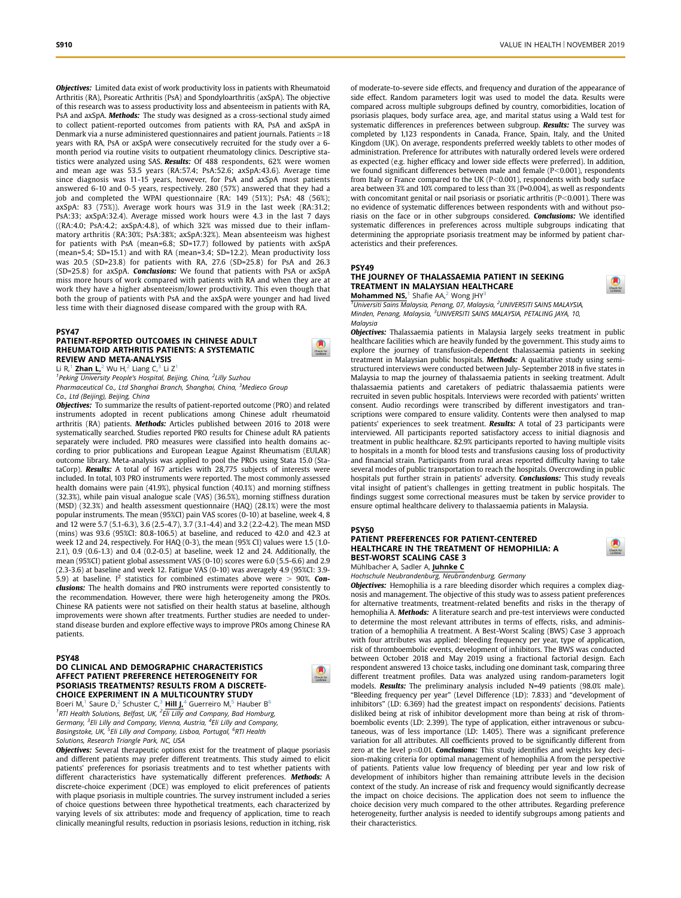***Objectives:*** Limited data exist of work productivity loss in patients with Rheumatoid Arthritis (RA), Psoreatic Arthritis (PsA) and Spondyloarthritis (axSpA). The objective of this research was to assess productivity loss and absenteeism in patients with RA, PsA and axSpA. ***Methods:*** The study was designed as a cross-sectional study aimed to collect patient-reported outcomes from patients with RA, PsA and axSpA in Denmark via a nurse administered questionnaires and patient journals. Patients ≥18 years with RA, PsA or axSpA were consecutively recruited for the study over a 6-month period via routine visits to outpatient rheumatology clinics. Descriptive statistics were analyzed using SAS. ***Results:*** Of 488 respondents, 62% were women and mean age was 53.5 years (RA:57.4; PsA:52.6; axSpA:43.6). Average time since diagnosis was 11-15 years, however, for PsA and axSpA most patients answered 6-10 and 0-5 years, respectively. 280 (57%) answered that they had a job and completed the WPAI questionnaire (RA: 149 (51%); PsA: 48 (56%); axSpA: 83 (75%)). Average work hours was 31.9 in the last week (RA:31.2; PsA:33; axSpA:32.4). Average missed work hours were 4.3 in the last 7 days ((RA:4.0; PsA:4.2; axSpA:4.8), of which 32% was missed due to their inflammatory arthritis (RA:30%; PsA:38%; axSpA:32%). Mean absenteeism was highest for patients with PsA (mean=6.8; SD=17.7) followed by patients with axSpA (mean=5.4; SD=15.1) and with RA (mean=3.4; SD=12.2). Mean productivity loss was 20.5 (SD=23.8) for patients with RA, 27.6 (SD=25.8) for PsA and 26.3 (SD=25.8) for axSpA. ***Conclusions:*** We found that patients with PsA or axSpA miss more hours of work compared with patients with RA and when they are at work they have a higher absenteeism/lower productivity. This even though that both the group of patients with PsA and the axSpA were younger and had lived less time with their diagnosed disease compared with the group with RA.

## PSY47

### PATIENT-REPORTED OUTCOMES IN CHINESE ADULT RHEUMATOID ARTHRITIS PATIENTS: A SYSTEMATIC REVIEW AND META-ANALYSIS

Li R,[1] **Zhan L,**[2] Wu H,[2] Liang C,[3] Li Z[1]

[1]*Peking University People's Hospital, Beijing, China,* [2]*Lilly Suzhou Pharmaceutical Co., Ltd Shanghai Branch, Shanghai, China,* [3]*Medieco Group Co., Ltd (Beijing), Beijing, China*

***Objectives:*** To summarize the results of patient-reported outcome (PRO) and related instruments adopted in recent publications among Chinese adult rheumatoid arthritis (RA) patients. ***Methods:*** Articles published between 2016 to 2018 were systematically searched. Studies reported PRO results for Chinese adult RA patients separately were included. PRO measures were classified into health domains according to prior publications and European League Against Rheumatism (EULAR) outcome library. Meta-analysis was applied to pool the PROs using Stata 15.0 (StataCorp). ***Results:*** A total of 167 articles with 28,775 subjects of interests were included. In total, 103 PRO instruments were reported. The most commonly assessed health domains were pain (41.9%), physical function (40.1%) and morning stiffness (32.3%), while pain visual analogue scale (VAS) (36.5%), morning stiffness duration (MSD) (32.3%) and health assessment questionnaire (HAQ) (28.1%) were the most popular instruments. The mean (95%CI) pain VAS scores (0-10) at baseline, week 4, 8 and 12 were 5.7 (5.1-6.3), 3.6 (2.5-4.7), 3.7 (3.1-4.4) and 3.2 (2.2-4.2). The mean MSD (mins) was 93.6 (95%CI: 80.8-106.5) at baseline, and reduced to 42.0 and 42.3 at week 12 and 24, respectively. For HAQ (0-3), the mean (95% CI) values were 1.5 (1.0-2.1), 0.9 (0.6-1.3) and 0.4 (0.2-0.5) at baseline, week 12 and 24. Additionally, the mean (95%CI) patient global assessment VAS (0-10) scores were 6.0 (5.5-6.6) and 2.9 (2.3-3.6) at baseline and week 12. Fatigue VAS (0-10) was averagely 4.9 (95%CI: 3.9-5.9) at baseline. $I^2$ statistics for combined estimates above were > 90%. ***Conclusions:*** The health domains and PRO instruments were reported consistently to the recommendation. However, there were high heterogeneity among the PROs. Chinese RA patients were not satisfied on their health status at baseline, although improvements were shown after treatments. Further studies are needed to understand disease burden and explore effective ways to improve PROs among Chinese RA patients.

## PSY48

### DO CLINICAL AND DEMOGRAPHIC CHARACTERISTICS AFFECT PATIENT PREFERENCE HETEROGENEITY FOR PSORIASIS TREATMENTS? RESULTS FROM A DISCRETE-CHOICE EXPERIMENT IN A MULTICOUNTRY STUDY

Boeri M,[1] Saure D,[2] Schuster C,[3] **Hill J,**[4] Guerreiro M,[5] Hauber B[6]

[1]*RTI Health Solutions, Belfast, UK,* [2]*Eli Lilly and Company, Bad Homburg, Germany,* [3]*Eli Lilly and Company, Vienna, Austria,* [4]*Eli Lilly and Company, Basingstoke, UK,* [5]*Eli Lilly and Company, Lisboa, Portugal,* [6]*RTI Health Solutions, Research Triangle Park, NC, USA*

***Objectives:*** Several therapeutic options exist for the treatment of plaque psoriasis and different patients may prefer different treatments. This study aimed to elicit patients' preferences for psoriasis treatments and to test whether patients with different characteristics have systematically different preferences. ***Methods:*** A discrete-choice experiment (DCE) was employed to elicit preferences of patients with plaque psoriasis in multiple countries. The survey instrument included a series of choice questions between three hypothetical treatments, each characterized by varying levels of six attributes: mode and frequency of application, time to reach clinically meaningful results, reduction in psoriasis lesions, reduction in itching, risk of moderate-to-severe side effects, and frequency and duration of the appearance of side effect. Random parameters logit was used to model the data. Results were compared across multiple subgroups defined by country, comorbidities, location of psoriasis plaques, body surface area, age, and marital status using a Wald test for systematic differences in preferences between subgroup. ***Results:*** The survey was completed by 1,123 respondents in Canada, France, Spain, Italy, and the United Kingdom (UK). On average, respondents preferred weekly tablets to other modes of administration. Preference for attributes with naturally ordered levels were ordered as expected (e.g. higher efficacy and lower side effects were preferred). In addition, we found significant differences between male and female (P<0.001), respondents from Italy or France compared to the UK (P<0.001), respondents with body surface area between 3% and 10% compared to less than 3% (P=0.004), as well as respondents with concomitant genital or nail psoriasis or psoriatic arthritis (P<0.001). There was no evidence of systematic differences between respondents with and without psoriasis on the face or in other subgroups considered. ***Conclusions:*** We identified systematic differences in preferences across multiple subgroups indicating that determining the appropriate psoriasis treatment may be informed by patient characteristics and their preferences.

## PSY49

### THE JOURNEY OF THALASSAEMIA PATIENT IN SEEKING TREATMENT IN MALAYSIAN HEALTHCARE

**Mohammed NS,**[1] Shafie AA,[2] Wong JHY[3]

[1]*Universiti Sains Malaysia, Penang, 07, Malaysia,* [2]*UNIVERSITI SAINS MALAYSIA, Minden, Penang, Malaysia,* [3]*UNIVERSITI SAINS MALAYSIA, PETALING JAYA, 10, Malaysia*

***Objectives:*** Thalassaemia patients in Malaysia largely seeks treatment in public healthcare facilities which are heavily funded by the government. This study aims to explore the journey of transfusion-dependent thalassaemia patients in seeking treatment in Malaysian public hospitals. ***Methods:*** A qualitative study using semi-structured interviews were conducted between July- September 2018 in five states in Malaysia to map the journey of thalassaemia patients in seeking treatment. Adult thalassaemia patients and caretakers of pediatric thalassaemia patients were recruited in seven public hospitals. Interviews were recorded with patients' written consent. Audio recordings were transcribed by different investigators and transcriptions were compared to ensure validity. Contents were then analysed to map patients' experiences to seek treatment. ***Results:*** A total of 23 participants were interviewed. All participants reported satisfactory access to initial diagnosis and treatment in public healthcare. 82.9% participants reported to having multiple visits to hospitals in a month for blood tests and transfusions causing loss of productivity and financial strain. Participants from rural areas reported difficulty having to take several modes of public transportation to reach the hospitals. Overcrowding in public hospitals put further strain in patients' adversity. ***Conclusions:*** This study reveals vital insight of patient's challenges in getting treatment in public hospitals. The findings suggest some correctional measures must be taken by service provider to ensure optimal healthcare delivery to thalassaemia patients in Malaysia.

## PSY50

### PATIENT PREFERENCES FOR PATIENT-CENTERED HEALTHCARE IN THE TREATMENT OF HEMOPHILIA: A BEST-WORST SCALING CASE 3

Mühlbacher A, Sadler A, **Juhnke C**

*Hochschule Neubrandenburg, Neubrandenburg, Germany*

***Objectives:*** Hemophilia is a rare bleeding disorder which requires a complex diagnosis and management. The objective of this study was to assess patient preferences for alternative treatments, treatment-related benefits and risks in the therapy of hemophilia A. ***Methods:*** A literature search and pre-test interviews were conducted to determine the most relevant attributes in terms of effects, risks, and administration of a hemophilia A treatment. A Best-Worst Scaling (BWS) Case 3 approach with four attributes was applied: bleeding frequency per year, type of application, risk of thromboembolic events, development of inhibitors. The BWS was conducted between October 2018 and May 2019 using a fractional factorial design. Each respondent answered 13 choice tasks, including one dominant task, comparing three different treatment profiles. Data was analyzed using random-parameters logit models. ***Results:*** The preliminary analysis included N=49 patients (98.0% male). "Bleeding frequency per year" (Level Difference (LD): 7.833) and "development of inhibitors" (LD: 6.369) had the greatest impact on respondents' decisions. Patients disliked being at risk of inhibitor development more than being at risk of thromboembolic events (LD: 2.399). The type of application, either intravenous or subcutaneous, was of less importance (LD: 1.405). There was a significant preference variation for all attributes. All coefficients proved to be significantly different from zero at the level p≤0.01. ***Conclusions:*** This study identifies and weights key decision-making criteria for optimal management of hemophilia A from the perspective of patients. Patients value low frequency of bleeding per year and low risk of development of inhibitors higher than remaining attribute levels in the decision context of the study. An increase of risk and frequency would significantly decrease the impact on choice decisions. The application does not seem to influence the choice decision very much compared to the other attributes. Regarding preference heterogeneity, further analysis is needed to identify subgroups among patients and their characteristics.